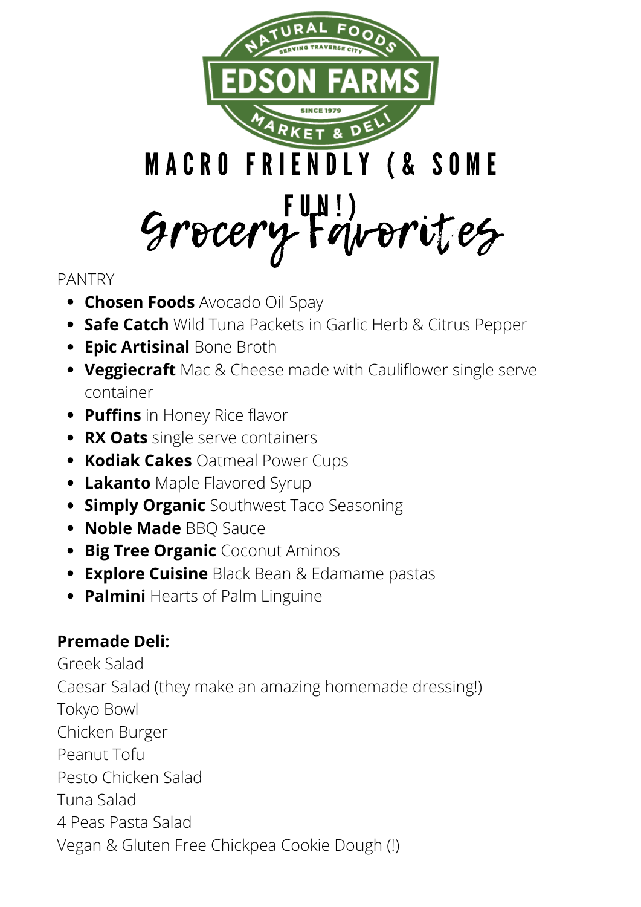NATURAL FOODS
SERVING TRAVERSE CITY
EDSON FARMS
SINCE 1979
MARKET & DELI

# MACRO FRIENDLY (& SOME FUN!)

# Grocery Favorites

PANTRY

- **Chosen Foods** Avocado Oil Spay
- **Safe Catch** Wild Tuna Packets in Garlic Herb & Citrus Pepper
- **Epic Artisinal** Bone Broth
- **Veggiecraft** Mac & Cheese made with Cauliflower single serve container
- **Puffins** in Honey Rice flavor
- **RX Oats** single serve containers
- **Kodiak Cakes** Oatmeal Power Cups
- **Lakanto** Maple Flavored Syrup
- **Simply Organic** Southwest Taco Seasoning
- **Noble Made** BBQ Sauce
- **Big Tree Organic** Coconut Aminos
- **Explore Cuisine** Black Bean & Edamame pastas
- **Palmini** Hearts of Palm Linguine

**Premade Deli:**

Greek Salad
Caesar Salad (they make an amazing homemade dressing!)
Tokyo Bowl
Chicken Burger
Peanut Tofu
Pesto Chicken Salad
Tuna Salad
4 Peas Pasta Salad
Vegan & Gluten Free Chickpea Cookie Dough (!)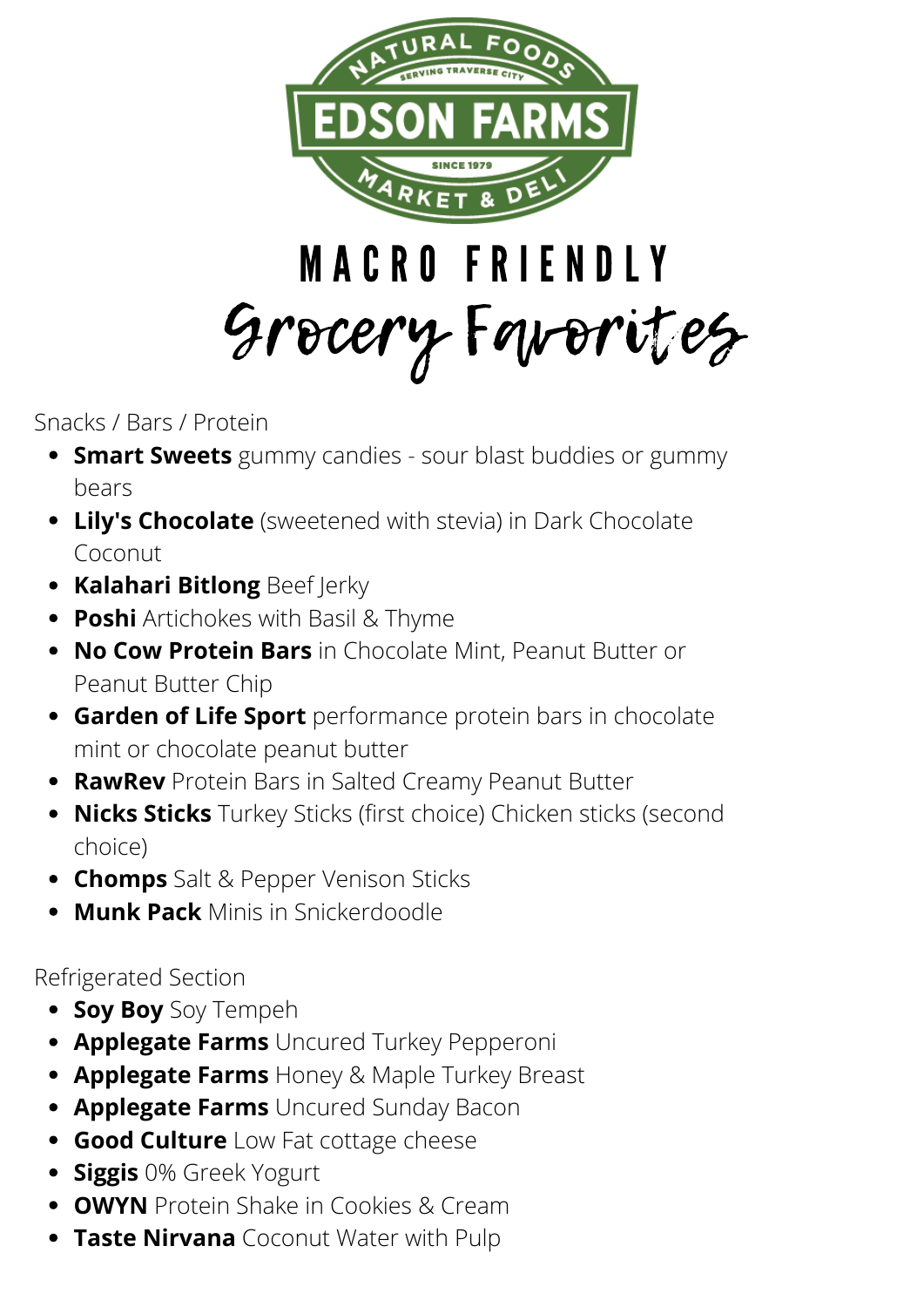# MACRO FRIENDLY

## Grocery Favorites

Snacks / Bars / Protein

- **Smart Sweets** gummy candies - sour blast buddies or gummy bears
- **Lily's Chocolate** (sweetened with stevia) in Dark Chocolate Coconut
- **Kalahari Bitlong** Beef Jerky
- **Poshi** Artichokes with Basil & Thyme
- **No Cow Protein Bars** in Chocolate Mint, Peanut Butter or Peanut Butter Chip
- **Garden of Life Sport** performance protein bars in chocolate mint or chocolate peanut butter
- **RawRev** Protein Bars in Salted Creamy Peanut Butter
- **Nicks Sticks** Turkey Sticks (first choice) Chicken sticks (second choice)
- **Chomps** Salt & Pepper Venison Sticks
- **Munk Pack** Minis in Snickerdoodle

Refrigerated Section

- **Soy Boy** Soy Tempeh
- **Applegate Farms** Uncured Turkey Pepperoni
- **Applegate Farms** Honey & Maple Turkey Breast
- **Applegate Farms** Uncured Sunday Bacon
- **Good Culture** Low Fat cottage cheese
- **Siggis** 0% Greek Yogurt
- **OWYN** Protein Shake in Cookies & Cream
- **Taste Nirvana** Coconut Water with Pulp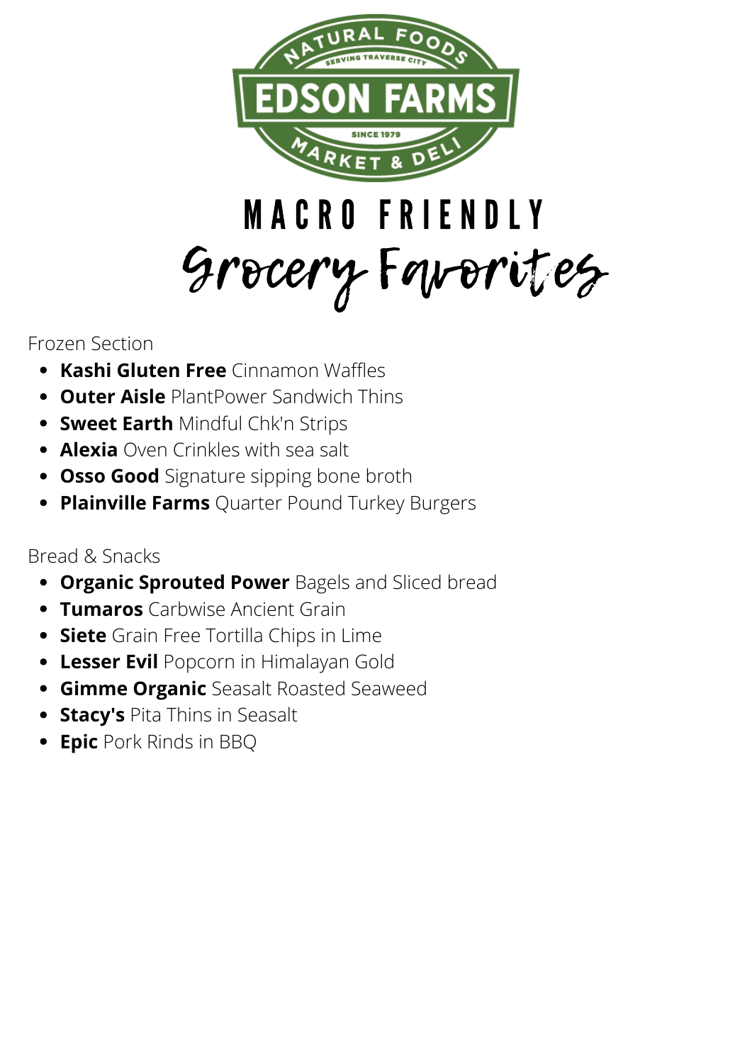NATURAL FOODS
SERVING TRAVERSE CITY
EDSON FARMS
SINCE 1979
MARKET & DELI

# MACRO FRIENDLY

# Grocery Favorites

Frozen Section

- **Kashi Gluten Free** Cinnamon Waffles
- **Outer Aisle** PlantPower Sandwich Thins
- **Sweet Earth** Mindful Chk'n Strips
- **Alexia** Oven Crinkles with sea salt
- **Osso Good** Signature sipping bone broth
- **Plainville Farms** Quarter Pound Turkey Burgers

Bread & Snacks

- **Organic Sprouted Power** Bagels and Sliced bread
- **Tumaros** Carbwise Ancient Grain
- **Siete** Grain Free Tortilla Chips in Lime
- **Lesser Evil** Popcorn in Himalayan Gold
- **Gimme Organic** Seasalt Roasted Seaweed
- **Stacy's** Pita Thins in Seasalt
- **Epic** Pork Rinds in BBQ